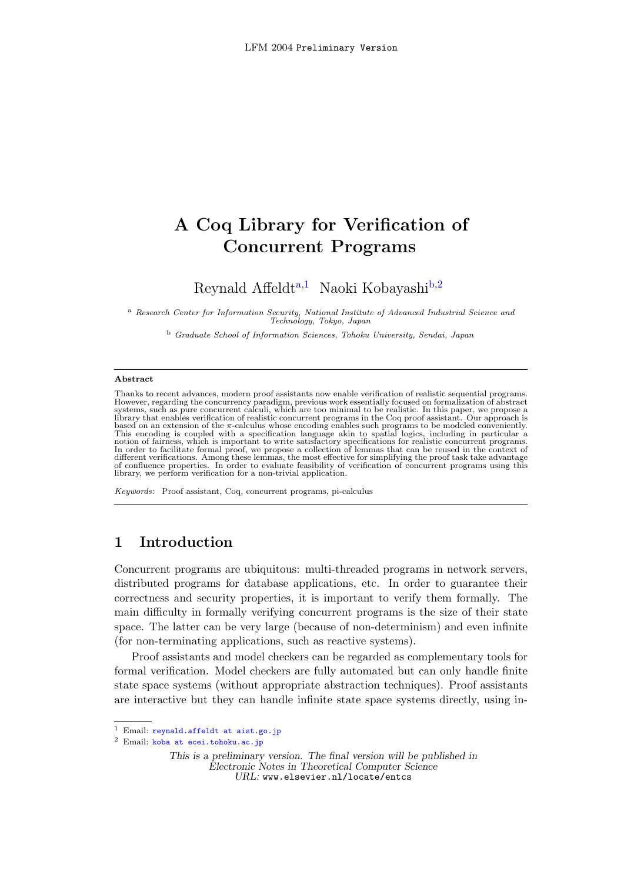LFM 2004 Preliminary Version

# A Coq Library for Verification of Concurrent Programs

Reynald Affeldt[a,1] Naoki Kobayashi[b,2]

[a] *Research Center for Information Security, National Institute of Advanced Industrial Science and Technology, Tokyo, Japan*

[b] *Graduate School of Information Sciences, Tohoku University, Sendai, Japan*

### Abstract

Thanks to recent advances, modern proof assistants now enable verification of realistic sequential programs. However, regarding the concurrency paradigm, previous work essentially focused on formalization of abstract systems, such as pure concurrent calculi, which are too minimal to be realistic. In this paper, we propose a library that enables verification of realistic concurrent programs in the Coq proof assistant. Our approach is based on an extension of the $\pi$-calculus whose encoding enables such programs to be modeled conveniently. This encoding is coupled with a specification language akin to spatial logics, including in particular a notion of fairness, which is important to write satisfactory specifications for realistic concurrent programs. In order to facilitate formal proof, we propose a collection of lemmas that can be reused in the context of different verifications. Among these lemmas, the most effective for simplifying the proof task take advantage of confluence properties. In order to evaluate feasibility of verification of concurrent programs using this library, we perform verification for a non-trivial application.

*Keywords:* Proof assistant, Coq, concurrent programs, pi-calculus

## 1 Introduction

Concurrent programs are ubiquitous: multi-threaded programs in network servers, distributed programs for database applications, etc. In order to guarantee their correctness and security properties, it is important to verify them formally. The main difficulty in formally verifying concurrent programs is the size of their state space. The latter can be very large (because of non-determinism) and even infinite (for non-terminating applications, such as reactive systems).

Proof assistants and model checkers can be regarded as complementary tools for formal verification. Model checkers are fully automated but can only handle finite state space systems (without appropriate abstraction techniques). Proof assistants are interactive but they can handle infinite state space systems directly, using in-

[1] Email: reynald.affeldt at aist.go.jp

[2] Email: koba at ecei.tohoku.ac.jp

*This is a preliminary version. The final version will be published in Electronic Notes in Theoretical Computer Science*
*URL:* www.elsevier.nl/locate/entcs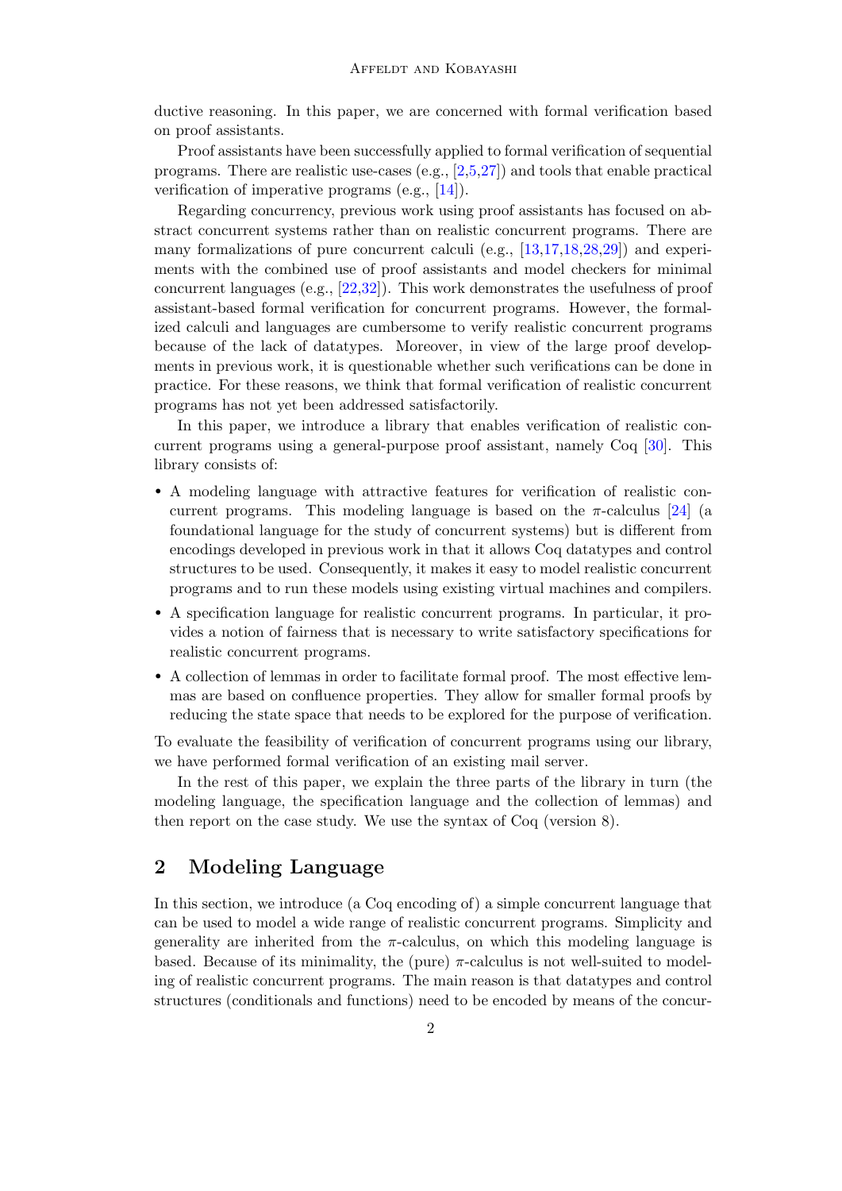ductive reasoning. In this paper, we are concerned with formal verification based on proof assistants.

Proof assistants have been successfully applied to formal verification of sequential programs. There are realistic use-cases (e.g., [2,5,27]) and tools that enable practical verification of imperative programs (e.g., [14]).

Regarding concurrency, previous work using proof assistants has focused on abstract concurrent systems rather than on realistic concurrent programs. There are many formalizations of pure concurrent calculi (e.g., [13,17,18,28,29]) and experiments with the combined use of proof assistants and model checkers for minimal concurrent languages (e.g., [22,32]). This work demonstrates the usefulness of proof assistant-based formal verification for concurrent programs. However, the formalized calculi and languages are cumbersome to verify realistic concurrent programs because of the lack of datatypes. Moreover, in view of the large proof developments in previous work, it is questionable whether such verifications can be done in practice. For these reasons, we think that formal verification of realistic concurrent programs has not yet been addressed satisfactorily.

In this paper, we introduce a library that enables verification of realistic concurrent programs using a general-purpose proof assistant, namely Coq [30]. This library consists of:

- A modeling language with attractive features for verification of realistic concurrent programs. This modeling language is based on the $\pi$-calculus [24] (a foundational language for the study of concurrent systems) but is different from encodings developed in previous work in that it allows Coq datatypes and control structures to be used. Consequently, it makes it easy to model realistic concurrent programs and to run these models using existing virtual machines and compilers.
- A specification language for realistic concurrent programs. In particular, it provides a notion of fairness that is necessary to write satisfactory specifications for realistic concurrent programs.
- A collection of lemmas in order to facilitate formal proof. The most effective lemmas are based on confluence properties. They allow for smaller formal proofs by reducing the state space that needs to be explored for the purpose of verification.

To evaluate the feasibility of verification of concurrent programs using our library, we have performed formal verification of an existing mail server.

In the rest of this paper, we explain the three parts of the library in turn (the modeling language, the specification language and the collection of lemmas) and then report on the case study. We use the syntax of Coq (version 8).

## 2 Modeling Language

In this section, we introduce (a Coq encoding of) a simple concurrent language that can be used to model a wide range of realistic concurrent programs. Simplicity and generality are inherited from the $\pi$-calculus, on which this modeling language is based. Because of its minimality, the (pure) $\pi$-calculus is not well-suited to modeling of realistic concurrent programs. The main reason is that datatypes and control structures (conditionals and functions) need to be encoded by means of the concur-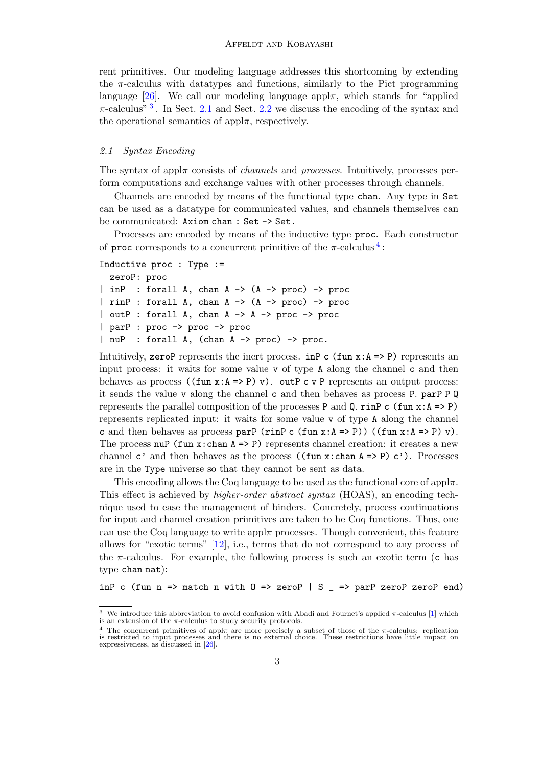rent primitives. Our modeling language addresses this shortcoming by extending the $\pi$-calculus with datatypes and functions, similarly to the Pict programming language [26]. We call our modeling language appl$\pi$, which stands for "applied $\pi$-calculus" [3]. In Sect. 2.1 and Sect. 2.2 we discuss the encoding of the syntax and the operational semantics of appl$\pi$, respectively.

### 2.1 Syntax Encoding

The syntax of appl$\pi$ consists of *channels* and *processes*. Intuitively, processes perform computations and exchange values with other processes through channels.

Channels are encoded by means of the functional type `chan`. Any type in `Set` can be used as a datatype for communicated values, and channels themselves can be communicated: `Axiom chan : Set -> Set.`

Processes are encoded by means of the inductive type `proc`. Each constructor of `proc` corresponds to a concurrent primitive of the $\pi$-calculus [4]:

```
Inductive proc : Type :=
  zeroP: proc
| inP  : forall A, chan A -> (A -> proc) -> proc
| rinP : forall A, chan A -> (A -> proc) -> proc
| outP : forall A, chan A -> A -> proc -> proc
| parP : proc -> proc -> proc
| nuP  : forall A, (chan A -> proc) -> proc.
```

Intuitively, `zeroP` represents the inert process. `inP c (fun x:A => P)` represents an input process: it waits for some value `v` of type `A` along the channel `c` and then behaves as process `((fun x:A => P) v)`. `outP c v P` represents an output process: it sends the value `v` along the channel `c` and then behaves as process `P`. `parP P Q` represents the parallel composition of the processes `P` and `Q`. `rinP c (fun x:A => P)` represents replicated input: it waits for some value `v` of type `A` along the channel `c` and then behaves as process `parP (rinP c (fun x:A => P)) ((fun x:A => P) v)`. The process `nuP (fun x:chan A => P)` represents channel creation: it creates a new channel `c'` and then behaves as the process `((fun x:chan A => P) c')`. Processes are in the `Type` universe so that they cannot be sent as data.

This encoding allows the Coq language to be used as the functional core of appl$\pi$. This effect is achieved by *higher-order abstract syntax* (HOAS), an encoding technique used to ease the management of binders. Concretely, process continuations for input and channel creation primitives are taken to be Coq functions. Thus, one can use the Coq language to write appl$\pi$ processes. Though convenient, this feature allows for "exotic terms" [12], i.e., terms that do not correspond to any process of the $\pi$-calculus. For example, the following process is such an exotic term (`c` has type `chan nat`):

```
inP c (fun n => match n with O => zeroP | S _ => parP zeroP zeroP end)
```

[3] We introduce this abbreviation to avoid confusion with Abadi and Fournet's applied $\pi$-calculus [1] which is an extension of the $\pi$-calculus to study security protocols.

[4] The concurrent primitives of appl$\pi$ are more precisely a subset of those of the $\pi$-calculus: replication is restricted to input processes and there is no external choice. These restrictions have little impact on expressiveness, as discussed in [26].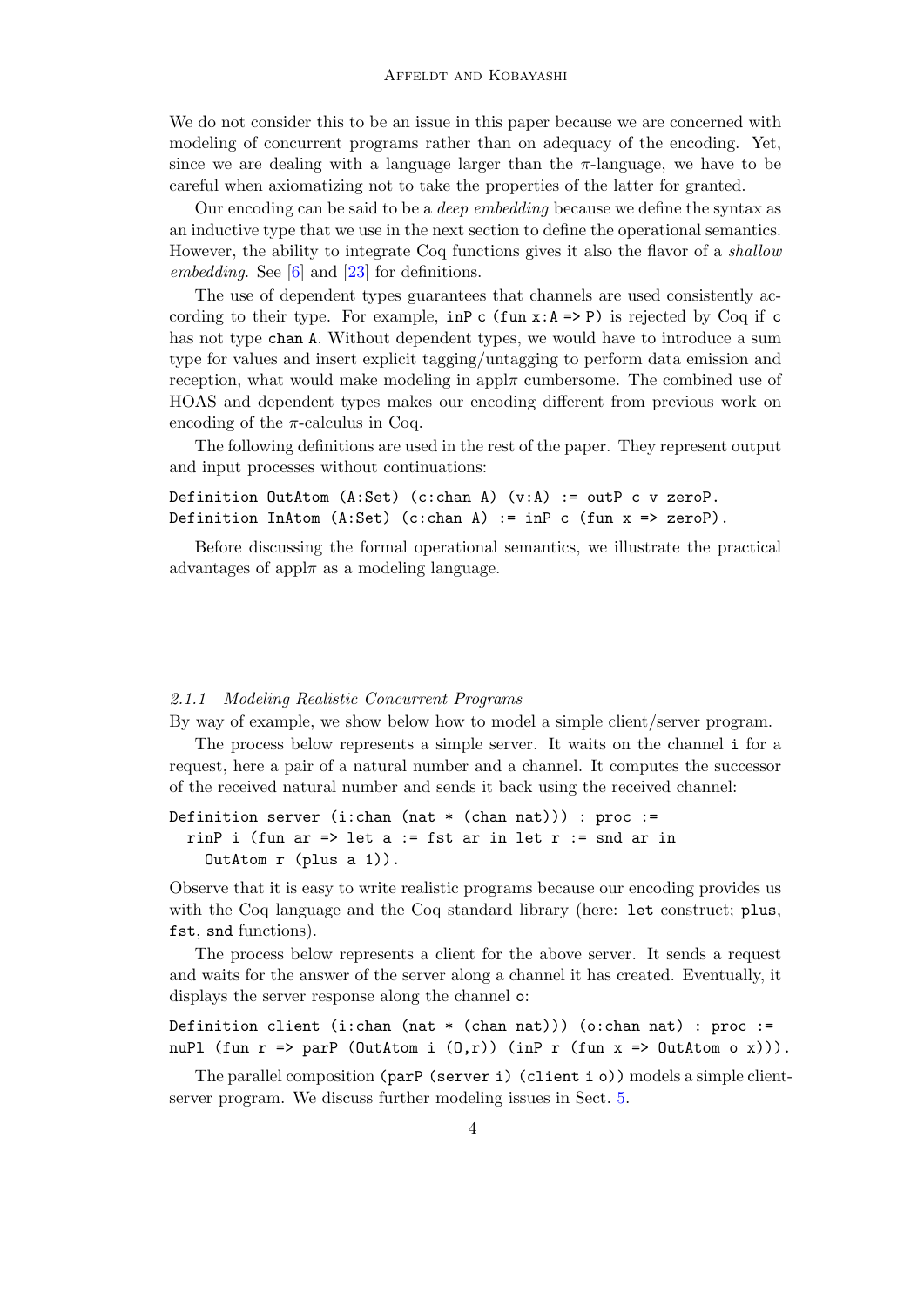We do not consider this to be an issue in this paper because we are concerned with modeling of concurrent programs rather than on adequacy of the encoding. Yet, since we are dealing with a language larger than the $\pi$-language, we have to be careful when axiomatizing not to take the properties of the latter for granted.

Our encoding can be said to be a *deep embedding* because we define the syntax as an inductive type that we use in the next section to define the operational semantics. However, the ability to integrate Coq functions gives it also the flavor of a *shallow embedding*. See [6] and [23] for definitions.

The use of dependent types guarantees that channels are used consistently according to their type. For example, `inP c (fun x:A => P)` is rejected by Coq if `c` has not type `chan A`. Without dependent types, we would have to introduce a sum type for values and insert explicit tagging/untagging to perform data emission and reception, what would make modeling in appl$\pi$ cumbersome. The combined use of HOAS and dependent types makes our encoding different from previous work on encoding of the $\pi$-calculus in Coq.

The following definitions are used in the rest of the paper. They represent output and input processes without continuations:

```
Definition OutAtom (A:Set) (c:chan A) (v:A) := outP c v zeroP.
Definition InAtom (A:Set) (c:chan A) := inP c (fun x => zeroP).
```

Before discussing the formal operational semantics, we illustrate the practical advantages of appl$\pi$ as a modeling language.

#### 2.1.1 Modeling Realistic Concurrent Programs

By way of example, we show below how to model a simple client/server program.

The process below represents a simple server. It waits on the channel `i` for a request, here a pair of a natural number and a channel. It computes the successor of the received natural number and sends it back using the received channel:

```
Definition server (i:chan (nat * (chan nat))) : proc :=
  rinP i (fun ar => let a := fst ar in let r := snd ar in
    OutAtom r (plus a 1)).
```

Observe that it is easy to write realistic programs because our encoding provides us with the Coq language and the Coq standard library (here: `let` construct; `plus`, `fst`, `snd` functions).

The process below represents a client for the above server. It sends a request and waits for the answer of the server along a channel it has created. Eventually, it displays the server response along the channel `o`:

```
Definition client (i:chan (nat * (chan nat))) (o:chan nat) : proc :=
nuPl (fun r => parP (OutAtom i (O,r)) (inP r (fun x => OutAtom o x))).
```

The parallel composition `(parP (server i) (client i o))` models a simple client-server program. We discuss further modeling issues in Sect. 5.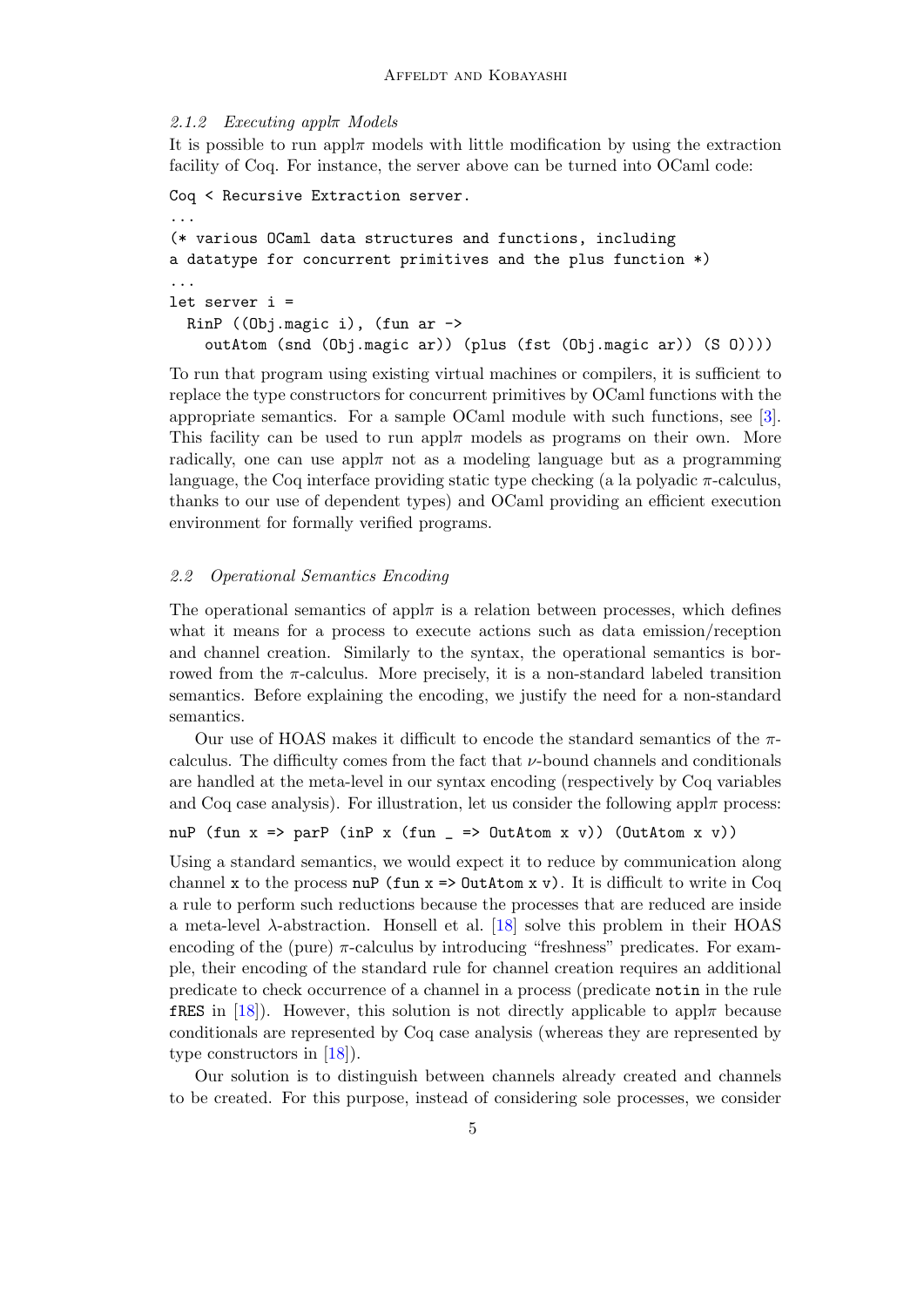#### 2.1.2 Executing applπ Models

It is possible to run applπ models with little modification by using the extraction facility of Coq. For instance, the server above can be turned into OCaml code:

```
Coq < Recursive Extraction server.
...
(* various OCaml data structures and functions, including
a datatype for concurrent primitives and the plus function *)
...
let server i =
  RinP ((Obj.magic i), (fun ar ->
    outAtom (snd (Obj.magic ar)) (plus (fst (Obj.magic ar)) (S O))))
```

To run that program using existing virtual machines or compilers, it is sufficient to replace the type constructors for concurrent primitives by OCaml functions with the appropriate semantics. For a sample OCaml module with such functions, see [3]. This facility can be used to run applπ models as programs on their own. More radically, one can use applπ not as a modeling language but as a programming language, the Coq interface providing static type checking (a la polyadic π-calculus, thanks to our use of dependent types) and OCaml providing an efficient execution environment for formally verified programs.

### 2.2 Operational Semantics Encoding

The operational semantics of applπ is a relation between processes, which defines what it means for a process to execute actions such as data emission/reception and channel creation. Similarly to the syntax, the operational semantics is borrowed from the π-calculus. More precisely, it is a non-standard labeled transition semantics. Before explaining the encoding, we justify the need for a non-standard semantics.

Our use of HOAS makes it difficult to encode the standard semantics of the π-calculus. The difficulty comes from the fact that $\nu$-bound channels and conditionals are handled at the meta-level in our syntax encoding (respectively by Coq variables and Coq case analysis). For illustration, let us consider the following applπ process:

```
nuP (fun x => parP (inP x (fun _ => OutAtom x v)) (OutAtom x v))
```

Using a standard semantics, we would expect it to reduce by communication along channel `x` to the process `nuP (fun x => OutAtom x v)`. It is difficult to write in Coq a rule to perform such reductions because the processes that are reduced are inside a meta-level $\lambda$-abstraction. Honsell et al. [18] solve this problem in their HOAS encoding of the (pure) π-calculus by introducing "freshness" predicates. For example, their encoding of the standard rule for channel creation requires an additional predicate to check occurrence of a channel in a process (predicate `notin` in the rule `fRES` in [18]). However, this solution is not directly applicable to applπ because conditionals are represented by Coq case analysis (whereas they are represented by type constructors in [18]).

Our solution is to distinguish between channels already created and channels to be created. For this purpose, instead of considering sole processes, we consider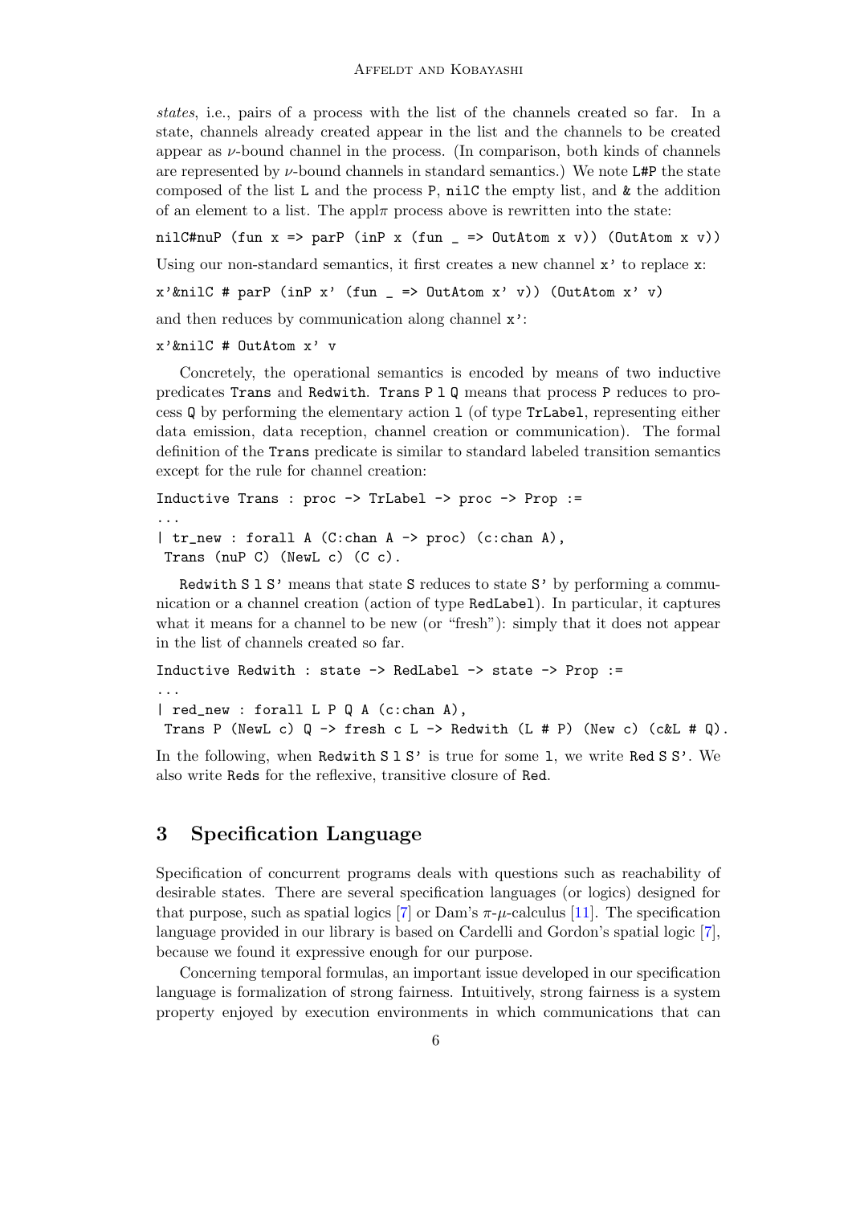*states*, i.e., pairs of a process with the list of the channels created so far. In a state, channels already created appear in the list and the channels to be created appear as $\nu$-bound channel in the process. (In comparison, both kinds of channels are represented by $\nu$-bound channels in standard semantics.) We note `L#P` the state composed of the list `L` and the process `P`, `nilC` the empty list, and `&` the addition of an element to a list. The appl$\pi$ process above is rewritten into the state:

```
nilC#nuP (fun x => parP (inP x (fun _ => OutAtom x v)) (OutAtom x v))
```

Using our non-standard semantics, it first creates a new channel `x'` to replace `x`:

```
x'&nilC # parP (inP x' (fun _ => OutAtom x' v)) (OutAtom x' v)
```

and then reduces by communication along channel `x'`:

```
x'&nilC # OutAtom x' v
```

Concretely, the operational semantics is encoded by means of two inductive predicates `Trans` and `Redwith`. `Trans P l Q` means that process `P` reduces to process `Q` by performing the elementary action `l` (of type `TrLabel`, representing either data emission, data reception, channel creation or communication). The formal definition of the `Trans` predicate is similar to standard labeled transition semantics except for the rule for channel creation:

```
Inductive Trans : proc -> TrLabel -> proc -> Prop :=
...
| tr_new : forall A (C:chan A -> proc) (c:chan A),
 Trans (nuP C) (NewL c) (C c).
```

`Redwith S l S'` means that state `S` reduces to state `S'` by performing a communication or a channel creation (action of type `RedLabel`). In particular, it captures what it means for a channel to be new (or "fresh"): simply that it does not appear in the list of channels created so far.

```
Inductive Redwith : state -> RedLabel -> state -> Prop :=
...
| red_new : forall L P Q A (c:chan A),
 Trans P (NewL c) Q -> fresh c L -> Redwith (L # P) (New c) (c&L # Q).
```

In the following, when `Redwith S l S'` is true for some `l`, we write `Red S S'`. We also write `Reds` for the reflexive, transitive closure of `Red`.

# 3 Specification Language

Specification of concurrent programs deals with questions such as reachability of desirable states. There are several specification languages (or logics) designed for that purpose, such as spatial logics [7] or Dam's $\pi$-$\mu$-calculus [11]. The specification language provided in our library is based on Cardelli and Gordon's spatial logic [7], because we found it expressive enough for our purpose.

Concerning temporal formulas, an important issue developed in our specification language is formalization of strong fairness. Intuitively, strong fairness is a system property enjoyed by execution environments in which communications that can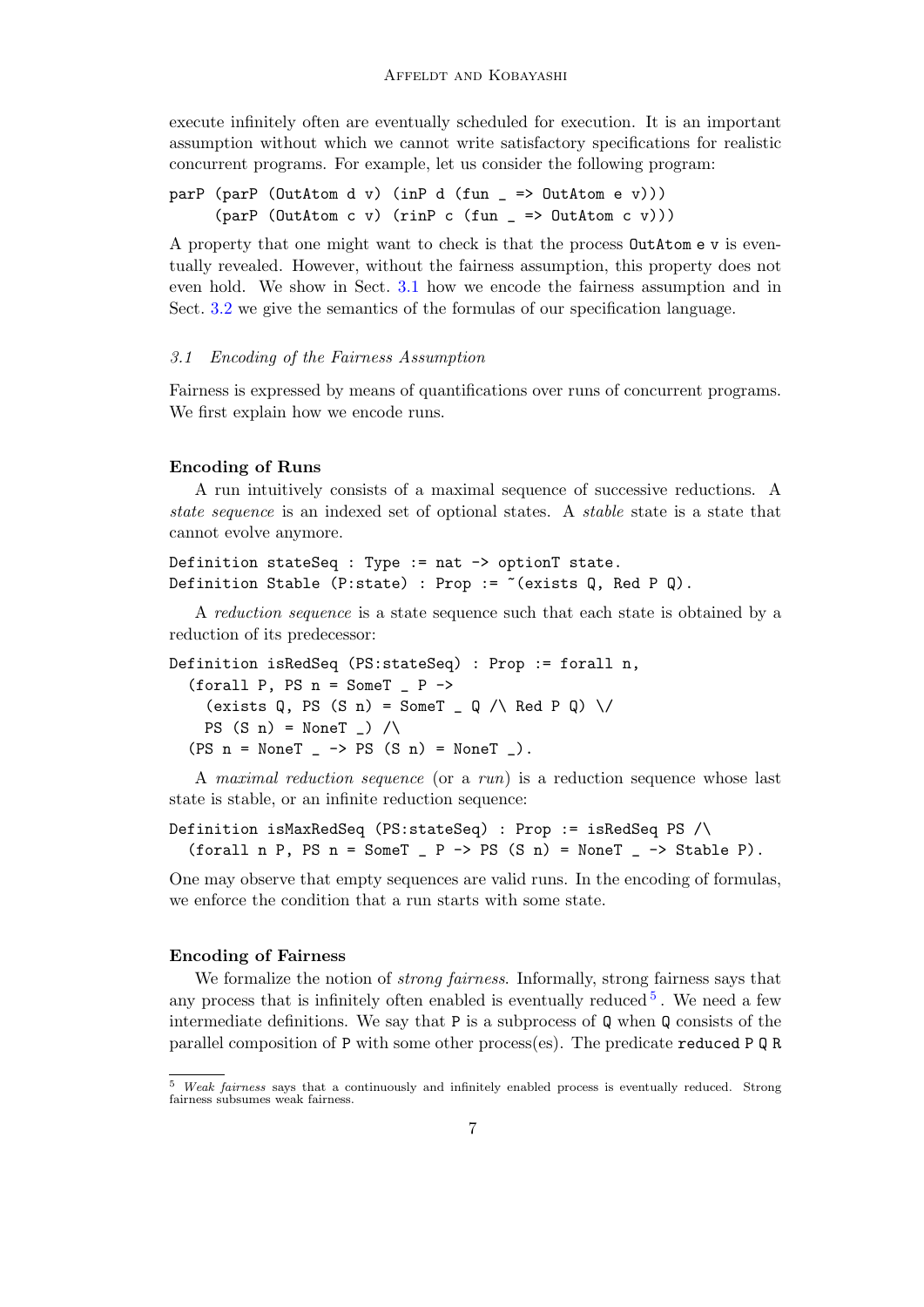execute infinitely often are eventually scheduled for execution. It is an important assumption without which we cannot write satisfactory specifications for realistic concurrent programs. For example, let us consider the following program:

```
parP (parP (OutAtom d v) (inP d (fun _ => OutAtom e v)))
     (parP (OutAtom c v) (rinP c (fun _ => OutAtom c v)))
```

A property that one might want to check is that the process `OutAtom e v` is eventually revealed. However, without the fairness assumption, this property does not even hold. We show in Sect. 3.1 how we encode the fairness assumption and in Sect. 3.2 we give the semantics of the formulas of our specification language.

### *3.1 Encoding of the Fairness Assumption*

Fairness is expressed by means of quantifications over runs of concurrent programs. We first explain how we encode runs.

#### Encoding of Runs

A run intuitively consists of a maximal sequence of successive reductions. A *state sequence* is an indexed set of optional states. A *stable* state is a state that cannot evolve anymore.

```
Definition stateSeq : Type := nat -> optionT state.
Definition Stable (P:state) : Prop := ~(exists Q, Red P Q).
```

A *reduction sequence* is a state sequence such that each state is obtained by a reduction of its predecessor:

```
Definition isRedSeq (PS:stateSeq) : Prop := forall n,
  (forall P, PS n = SomeT _ P ->
    (exists Q, PS (S n) = SomeT _ Q /\ Red P Q) \/
    PS (S n) = NoneT _) /\
  (PS n = NoneT _ -> PS (S n) = NoneT _).
```

A *maximal reduction sequence* (or a *run*) is a reduction sequence whose last state is stable, or an infinite reduction sequence:

```
Definition isMaxRedSeq (PS:stateSeq) : Prop := isRedSeq PS /\
  (forall n P, PS n = SomeT _ P -> PS (S n) = NoneT _ -> Stable P).
```

One may observe that empty sequences are valid runs. In the encoding of formulas, we enforce the condition that a run starts with some state.

#### Encoding of Fairness

We formalize the notion of *strong fairness*. Informally, strong fairness says that any process that is infinitely often enabled is eventually reduced [5]. We need a few intermediate definitions. We say that `P` is a subprocess of `Q` when `Q` consists of the parallel composition of `P` with some other process(es). The predicate `reduced P Q R`

[5] *Weak fairness* says that a continuously and infinitely enabled process is eventually reduced. Strong fairness subsumes weak fairness.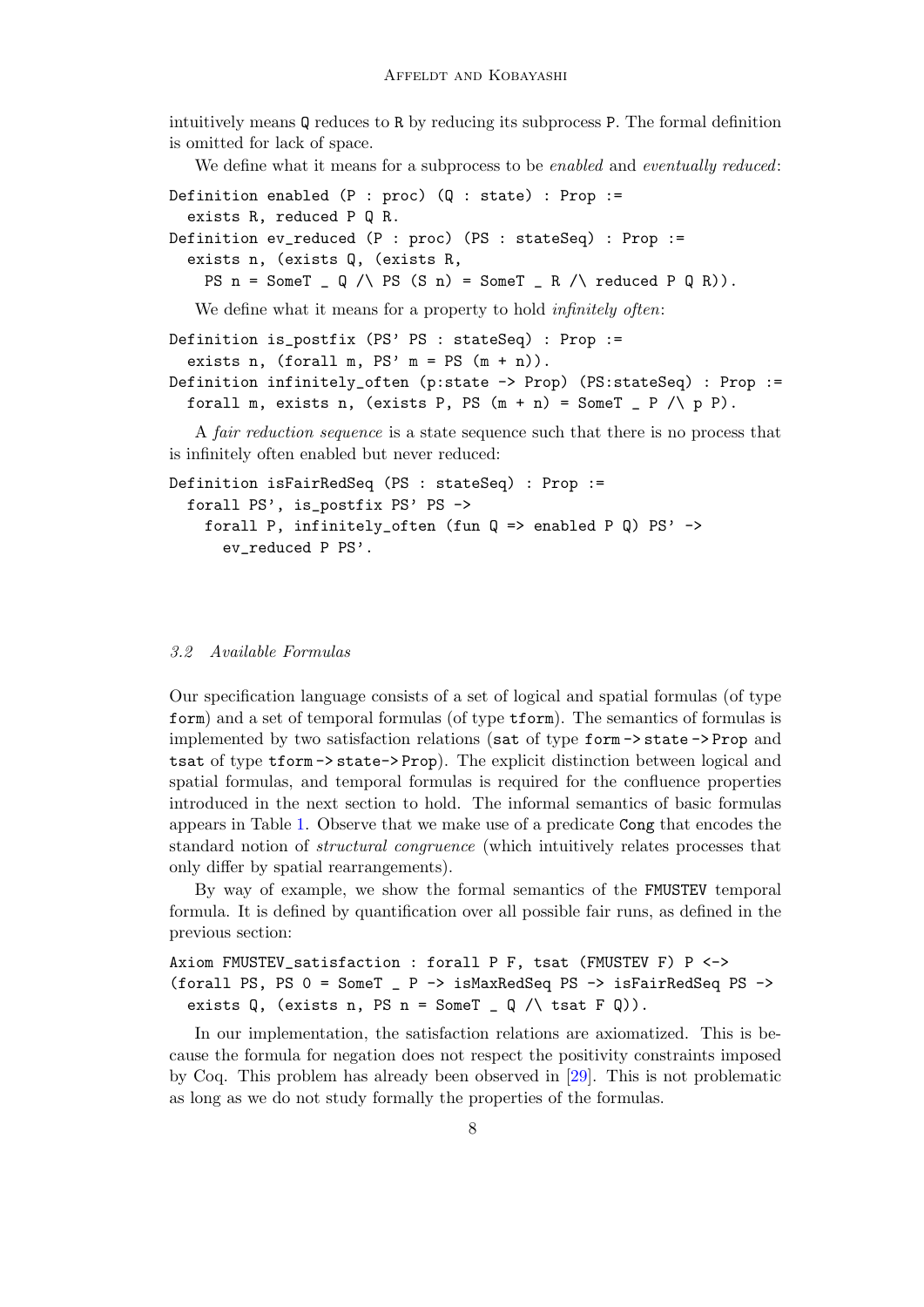intuitively means `Q` reduces to `R` by reducing its subprocess `P`. The formal definition is omitted for lack of space.

We define what it means for a subprocess to be *enabled* and *eventually reduced*:

```
Definition enabled (P : proc) (Q : state) : Prop :=
  exists R, reduced P Q R.
Definition ev_reduced (P : proc) (PS : stateSeq) : Prop :=
  exists n, (exists Q, (exists R,
    PS n = SomeT _ Q /\ PS (S n) = SomeT _ R /\ reduced P Q R)).
```

We define what it means for a property to hold *infinitely often*:

```
Definition is_postfix (PS' PS : stateSeq) : Prop :=
  exists n, (forall m, PS' m = PS (m + n)).
Definition infinitely_often (p:state -> Prop) (PS:stateSeq) : Prop :=
  forall m, exists n, (exists P, PS (m + n) = SomeT _ P /\ p P).
```

A *fair reduction sequence* is a state sequence such that there is no process that is infinitely often enabled but never reduced:

```
Definition isFairRedSeq (PS : stateSeq) : Prop :=
  forall PS', is_postfix PS' PS ->
    forall P, infinitely_often (fun Q => enabled P Q) PS' ->
      ev_reduced P PS'.
```

### 3.2 Available Formulas

Our specification language consists of a set of logical and spatial formulas (of type `form`) and a set of temporal formulas (of type `tform`). The semantics of formulas is implemented by two satisfaction relations (`sat` of type `form -> state -> Prop` and `tsat` of type `tform -> state-> Prop`). The explicit distinction between logical and spatial formulas, and temporal formulas is required for the confluence properties introduced in the next section to hold. The informal semantics of basic formulas appears in Table 1. Observe that we make use of a predicate `Cong` that encodes the standard notion of *structural congruence* (which intuitively relates processes that only differ by spatial rearrangements).

By way of example, we show the formal semantics of the `FMUSTEV` temporal formula. It is defined by quantification over all possible fair runs, as defined in the previous section:

```
Axiom FMUSTEV_satisfaction : forall P F, tsat (FMUSTEV F) P <->
(forall PS, PS 0 = SomeT _ P -> isMaxRedSeq PS -> isFairRedSeq PS ->
  exists Q, (exists n, PS n = SomeT _ Q /\ tsat F Q)).
```

In our implementation, the satisfaction relations are axiomatized. This is because the formula for negation does not respect the positivity constraints imposed by Coq. This problem has already been observed in [29]. This is not problematic as long as we do not study formally the properties of the formulas.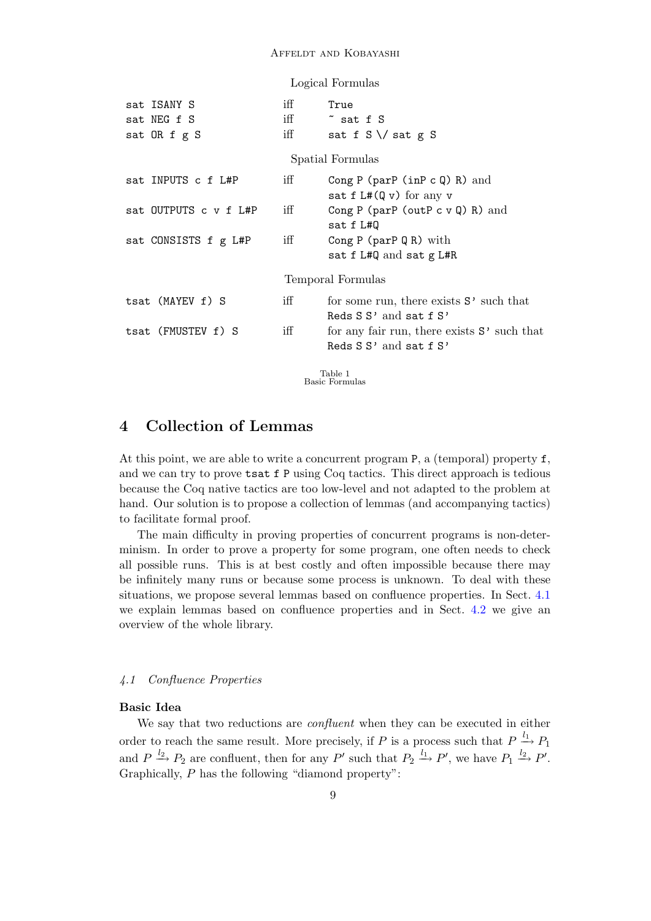| | | |
|---|---|---|
| | Logical Formulas | |
| `sat ISANY S` | iff | `True` |
| `sat NEG f S` | iff | `~ sat f S` |
| `sat OR f g S` | iff | `sat f S \/ sat g S` |
| | Spatial Formulas | |
| `sat INPUTS c f L#P` | iff | `Cong P (parP (inP c Q) R)` and `sat f L#(Q v)` for any `v` |
| `sat OUTPUTS c v f L#P` | iff | `Cong P (parP (outP c v Q) R)` and `sat f L#Q` |
| `sat CONSISTS f g L#P` | iff | `Cong P (parP Q R)` with `sat f L#Q` and `sat g L#R` |
| | Temporal Formulas | |
| `tsat (MAYEV f) S` | iff | for some run, there exists `S'` such that `Reds S S'` and `sat f S'` |
| `tsat (FMUSTEV f) S` | iff | for any fair run, there exists `S'` such that `Reds S S'` and `sat f S'` |

Table 1
Basic Formulas

## 4 Collection of Lemmas

At this point, we are able to write a concurrent program `P`, a (temporal) property `f`, and we can try to prove `tsat f P` using Coq tactics. This direct approach is tedious because the Coq native tactics are too low-level and not adapted to the problem at hand. Our solution is to propose a collection of lemmas (and accompanying tactics) to facilitate formal proof.

The main difficulty in proving properties of concurrent programs is non-determinism. In order to prove a property for some program, one often needs to check all possible runs. This is at best costly and often impossible because there may be infinitely many runs or because some process is unknown. To deal with these situations, we propose several lemmas based on confluence properties. In Sect. 4.1 we explain lemmas based on confluence properties and in Sect. 4.2 we give an overview of the whole library.

### *4.1 Confluence Properties*

**Basic Idea**

We say that two reductions are *confluent* when they can be executed in either order to reach the same result. More precisely, if $P$ is a process such that $P \xrightarrow{l_1} P_1$ and $P \xrightarrow{l_2} P_2$ are confluent, then for any $P'$ such that $P_2 \xrightarrow{l_1} P'$, we have $P_1 \xrightarrow{l_2} P'$. Graphically, $P$ has the following "diamond property":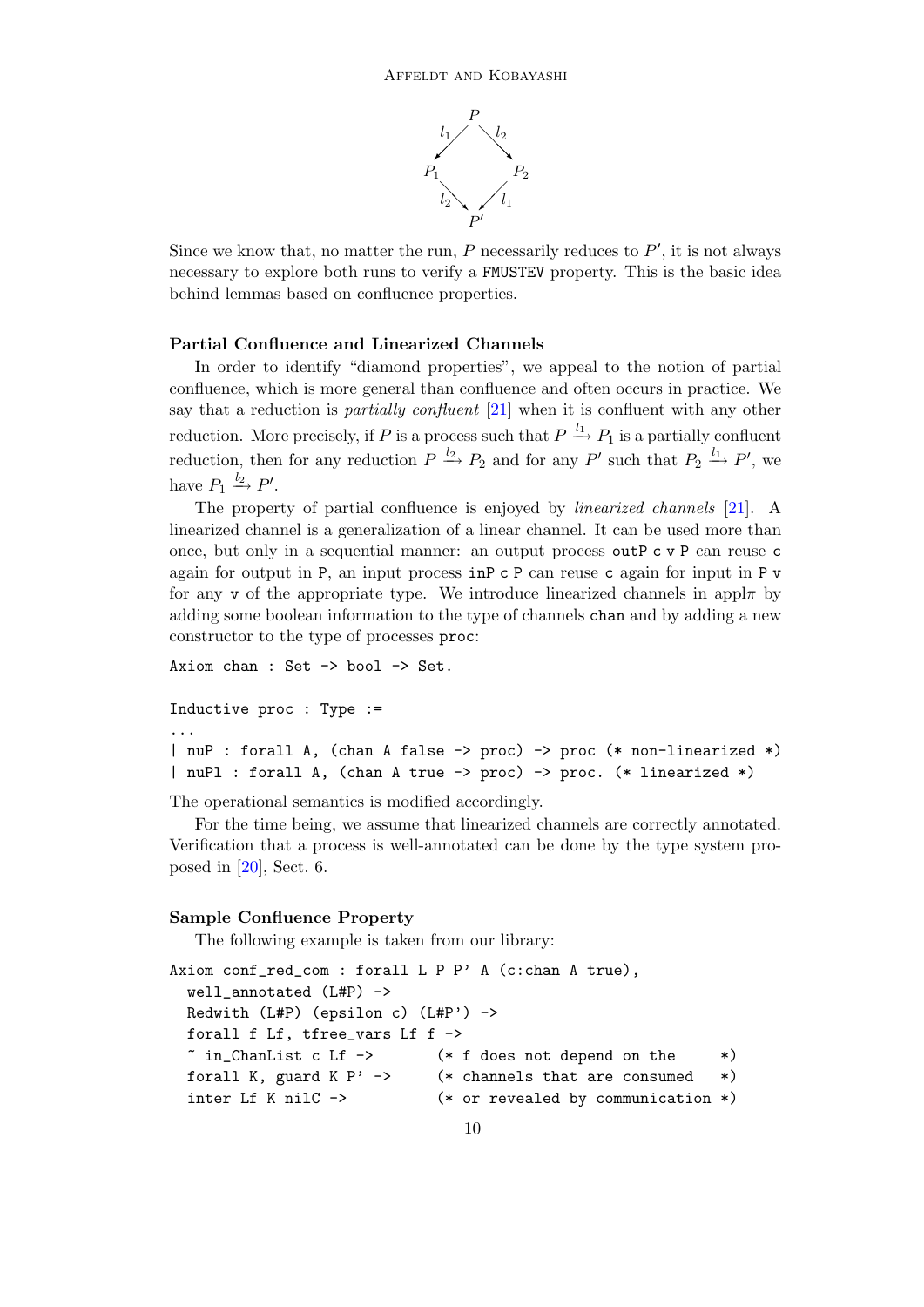$$
\begin{array}{ccc}
 & P & \\
{\scriptstyle l_1}\swarrow & & \searrow{\scriptstyle l_2} \\
P_1 & & P_2 \\
{\scriptstyle l_2}\searrow & & \swarrow{\scriptstyle l_1} \\
 & P' &
\end{array}
$$

Since we know that, no matter the run, $P$ necessarily reduces to $P'$, it is not always necessary to explore both runs to verify a `FMUSTEV` property. This is the basic idea behind lemmas based on confluence properties.

### Partial Confluence and Linearized Channels

In order to identify "diamond properties", we appeal to the notion of partial confluence, which is more general than confluence and often occurs in practice. We say that a reduction is *partially confluent* [21] when it is confluent with any other reduction. More precisely, if $P$ is a process such that $P \xrightarrow{l_1} P_1$ is a partially confluent reduction, then for any reduction $P \xrightarrow{l_2} P_2$ and for any $P'$ such that $P_2 \xrightarrow{l_1} P'$, we have $P_1 \xrightarrow{l_2} P'$.

The property of partial confluence is enjoyed by *linearized channels* [21]. A linearized channel is a generalization of a linear channel. It can be used more than once, but only in a sequential manner: an output process `outP c v P` can reuse `c` again for output in `P`, an input process `inP c P` can reuse `c` again for input in `P v` for any `v` of the appropriate type. We introduce linearized channels in appl$\pi$ by adding some boolean information to the type of channels `chan` and by adding a new constructor to the type of processes `proc`:

```
Axiom chan : Set -> bool -> Set.

Inductive proc : Type :=
...
| nuP : forall A, (chan A false -> proc) -> proc (* non-linearized *)
| nuPl : forall A, (chan A true -> proc) -> proc. (* linearized *)
```

The operational semantics is modified accordingly.

For the time being, we assume that linearized channels are correctly annotated. Verification that a process is well-annotated can be done by the type system proposed in [20], Sect. 6.

### Sample Confluence Property

The following example is taken from our library:

```
Axiom conf_red_com : forall L P P' A (c:chan A true),
  well_annotated (L#P) ->
  Redwith (L#P) (epsilon c) (L#P') ->
  forall f Lf, tfree_vars Lf f ->
  ~ in_ChanList c Lf ->        (* f does not depend on the     *)
  forall K, guard K P' ->      (* channels that are consumed   *)
  inter Lf K nilC ->           (* or revealed by communication *)
```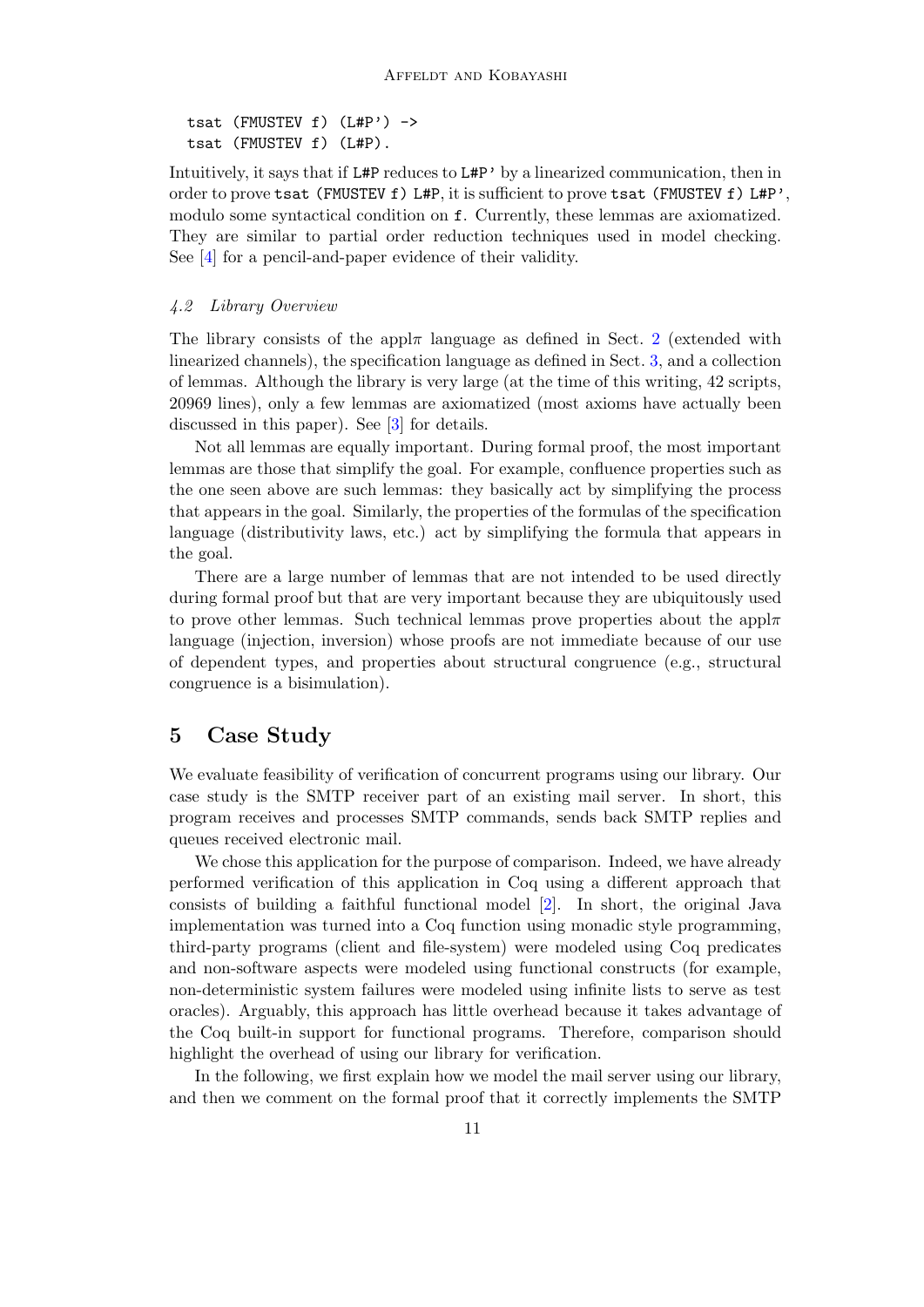```
tsat (FMUSTEV f) (L#P') ->
tsat (FMUSTEV f) (L#P).
```

Intuitively, it says that if L#P reduces to L#P' by a linearized communication, then in order to prove tsat (FMUSTEV f) L#P, it is sufficient to prove tsat (FMUSTEV f) L#P', modulo some syntactical condition on f. Currently, these lemmas are axiomatized. They are similar to partial order reduction techniques used in model checking. See [4] for a pencil-and-paper evidence of their validity.

### *4.2 Library Overview*

The library consists of the appl$\pi$ language as defined in Sect. 2 (extended with linearized channels), the specification language as defined in Sect. 3, and a collection of lemmas. Although the library is very large (at the time of this writing, 42 scripts, 20969 lines), only a few lemmas are axiomatized (most axioms have actually been discussed in this paper). See [3] for details.

Not all lemmas are equally important. During formal proof, the most important lemmas are those that simplify the goal. For example, confluence properties such as the one seen above are such lemmas: they basically act by simplifying the process that appears in the goal. Similarly, the properties of the formulas of the specification language (distributivity laws, etc.) act by simplifying the formula that appears in the goal.

There are a large number of lemmas that are not intended to be used directly during formal proof but that are very important because they are ubiquitously used to prove other lemmas. Such technical lemmas prove properties about the appl$\pi$ language (injection, inversion) whose proofs are not immediate because of our use of dependent types, and properties about structural congruence (e.g., structural congruence is a bisimulation).

## 5 Case Study

We evaluate feasibility of verification of concurrent programs using our library. Our case study is the SMTP receiver part of an existing mail server. In short, this program receives and processes SMTP commands, sends back SMTP replies and queues received electronic mail.

We chose this application for the purpose of comparison. Indeed, we have already performed verification of this application in Coq using a different approach that consists of building a faithful functional model [2]. In short, the original Java implementation was turned into a Coq function using monadic style programming, third-party programs (client and file-system) were modeled using Coq predicates and non-software aspects were modeled using functional constructs (for example, non-deterministic system failures were modeled using infinite lists to serve as test oracles). Arguably, this approach has little overhead because it takes advantage of the Coq built-in support for functional programs. Therefore, comparison should highlight the overhead of using our library for verification.

In the following, we first explain how we model the mail server using our library, and then we comment on the formal proof that it correctly implements the SMTP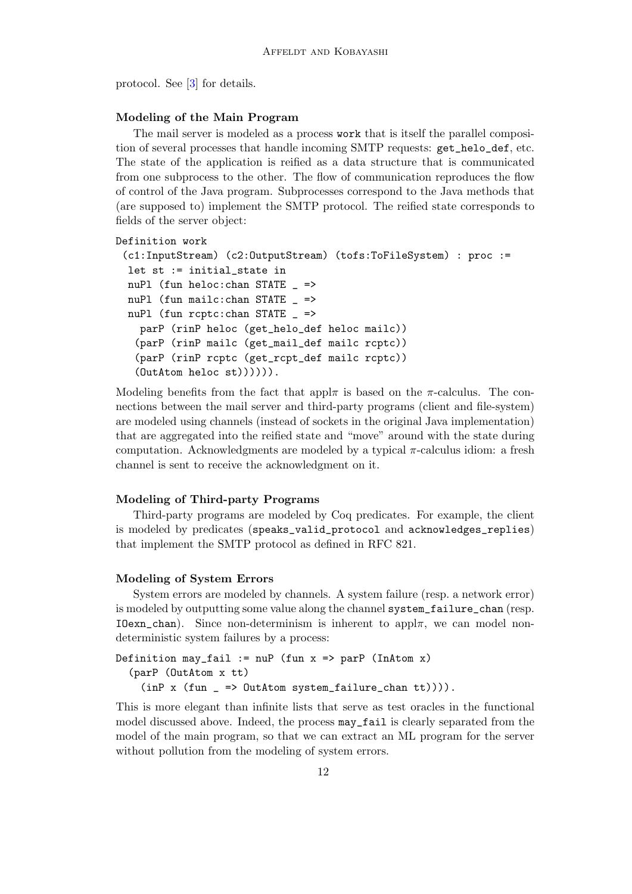protocol. See [3] for details.

**Modeling of the Main Program**

The mail server is modeled as a process `work` that is itself the parallel composition of several processes that handle incoming SMTP requests: `get_helo_def`, etc. The state of the application is reified as a data structure that is communicated from one subprocess to the other. The flow of communication reproduces the flow of control of the Java program. Subprocesses correspond to the Java methods that (are supposed to) implement the SMTP protocol. The reified state corresponds to fields of the server object:

```
Definition work
 (c1:InputStream) (c2:OutputStream) (tofs:ToFileSystem) : proc :=
  let st := initial_state in
  nuPl (fun heloc:chan STATE _ =>
  nuPl (fun mailc:chan STATE _ =>
  nuPl (fun rcptc:chan STATE _ =>
    parP (rinP heloc (get_helo_def heloc mailc))
   (parP (rinP mailc (get_mail_def mailc rcptc))
   (parP (rinP rcptc (get_rcpt_def mailc rcptc))
   (OutAtom heloc st)))))).
```

Modeling benefits from the fact that appl$\pi$ is based on the $\pi$-calculus. The connections between the mail server and third-party programs (client and file-system) are modeled using channels (instead of sockets in the original Java implementation) that are aggregated into the reified state and "move" around with the state during computation. Acknowledgments are modeled by a typical $\pi$-calculus idiom: a fresh channel is sent to receive the acknowledgment on it.

**Modeling of Third-party Programs**

Third-party programs are modeled by Coq predicates. For example, the client is modeled by predicates (`speaks_valid_protocol` and `acknowledges_replies`) that implement the SMTP protocol as defined in RFC 821.

**Modeling of System Errors**

System errors are modeled by channels. A system failure (resp. a network error) is modeled by outputting some value along the channel `system_failure_chan` (resp. `IOexn_chan`). Since non-determinism is inherent to appl$\pi$, we can model non-deterministic system failures by a process:

```
Definition may_fail := nuP (fun x => parP (InAtom x)
  (parP (OutAtom x tt)
    (inP x (fun _ => OutAtom system_failure_chan tt)))).
```

This is more elegant than infinite lists that serve as test oracles in the functional model discussed above. Indeed, the process `may_fail` is clearly separated from the model of the main program, so that we can extract an ML program for the server without pollution from the modeling of system errors.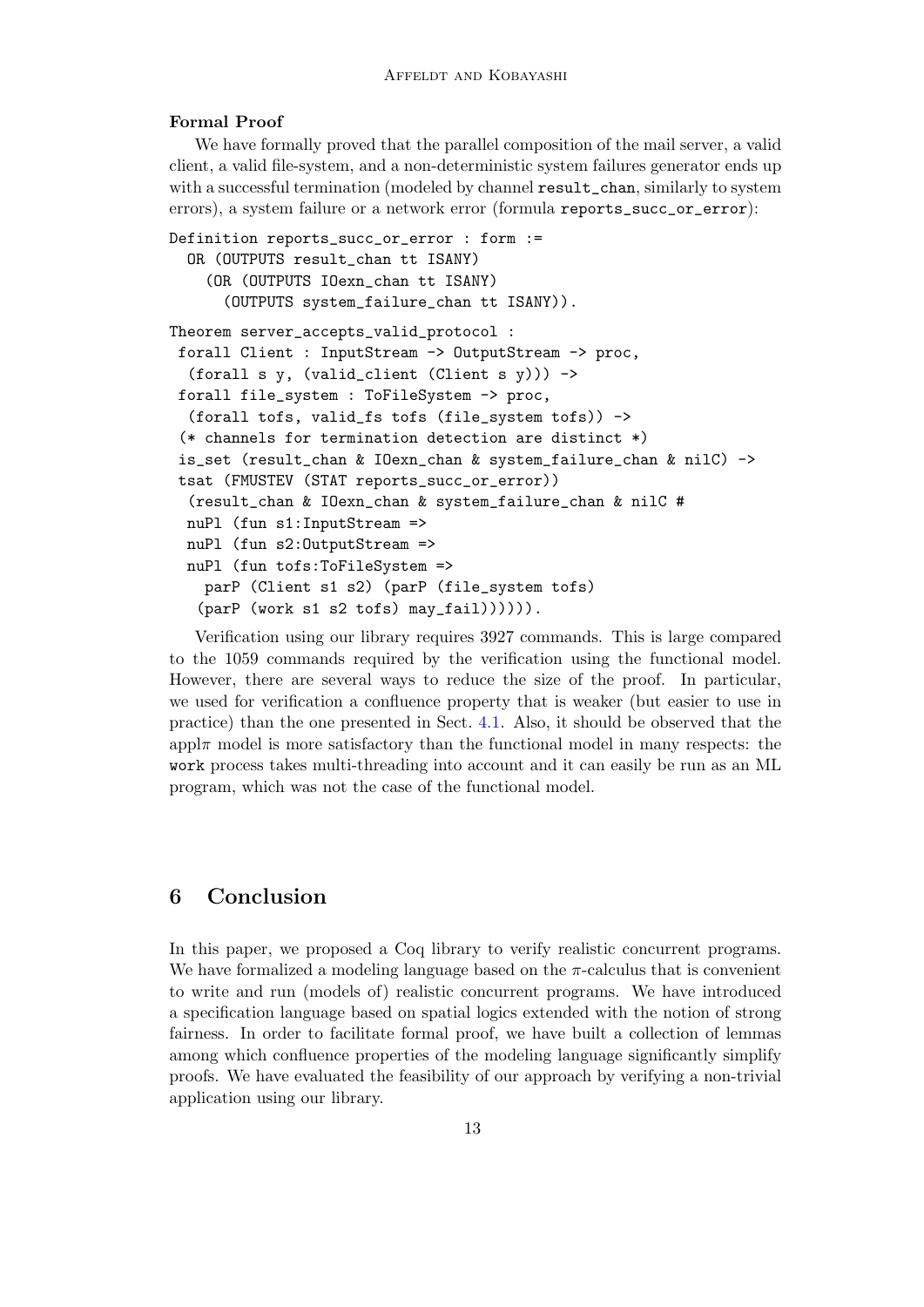**Formal Proof**

We have formally proved that the parallel composition of the mail server, a valid client, a valid file-system, and a non-deterministic system failures generator ends up with a successful termination (modeled by channel `result_chan`, similarly to system errors), a system failure or a network error (formula `reports_succ_or_error`):

```
Definition reports_succ_or_error : form :=
  OR (OUTPUTS result_chan tt ISANY)
    (OR (OUTPUTS IOexn_chan tt ISANY)
      (OUTPUTS system_failure_chan tt ISANY)).

Theorem server_accepts_valid_protocol :
 forall Client : InputStream -> OutputStream -> proc,
  (forall s y, (valid_client (Client s y))) ->
 forall file_system : ToFileSystem -> proc,
  (forall tofs, valid_fs tofs (file_system tofs)) ->
 (* channels for termination detection are distinct *)
 is_set (result_chan & IOexn_chan & system_failure_chan & nilC) ->
 tsat (FMUSTEV (STAT reports_succ_or_error))
  (result_chan & IOexn_chan & system_failure_chan & nilC #
  nuPl (fun s1:InputStream =>
  nuPl (fun s2:OutputStream =>
  nuPl (fun tofs:ToFileSystem =>
    parP (Client s1 s2) (parP (file_system tofs)
   (parP (work s1 s2 tofs) may_fail)))))).
```

Verification using our library requires 3927 commands. This is large compared to the 1059 commands required by the verification using the functional model. However, there are several ways to reduce the size of the proof. In particular, we used for verification a confluence property that is weaker (but easier to use in practice) than the one presented in Sect. 4.1. Also, it should be observed that the appl$\pi$ model is more satisfactory than the functional model in many respects: the `work` process takes multi-threading into account and it can easily be run as an ML program, which was not the case of the functional model.

## 6 Conclusion

In this paper, we proposed a Coq library to verify realistic concurrent programs. We have formalized a modeling language based on the $\pi$-calculus that is convenient to write and run (models of) realistic concurrent programs. We have introduced a specification language based on spatial logics extended with the notion of strong fairness. In order to facilitate formal proof, we have built a collection of lemmas among which confluence properties of the modeling language significantly simplify proofs. We have evaluated the feasibility of our approach by verifying a non-trivial application using our library.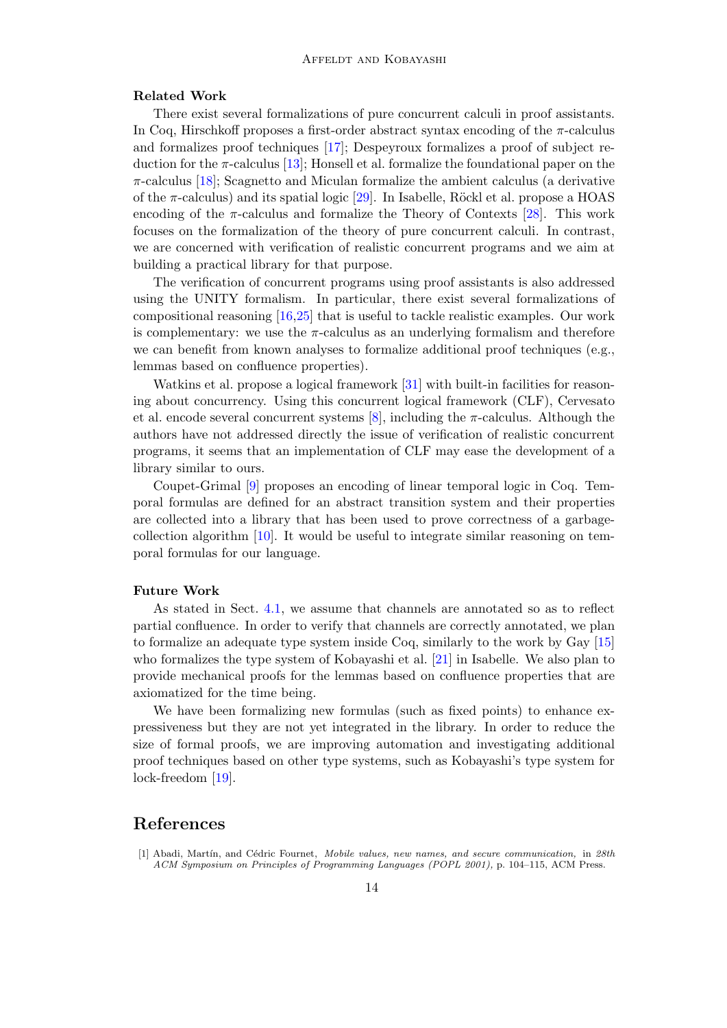### Related Work

There exist several formalizations of pure concurrent calculi in proof assistants. In Coq, Hirschkoff proposes a first-order abstract syntax encoding of the $\pi$-calculus and formalizes proof techniques [17]; Despeyroux formalizes a proof of subject reduction for the $\pi$-calculus [13]; Honsell et al. formalize the foundational paper on the $\pi$-calculus [18]; Scagnetto and Miculan formalize the ambient calculus (a derivative of the $\pi$-calculus) and its spatial logic [29]. In Isabelle, Röckl et al. propose a HOAS encoding of the $\pi$-calculus and formalize the Theory of Contexts [28]. This work focuses on the formalization of the theory of pure concurrent calculi. In contrast, we are concerned with verification of realistic concurrent programs and we aim at building a practical library for that purpose.

The verification of concurrent programs using proof assistants is also addressed using the UNITY formalism. In particular, there exist several formalizations of compositional reasoning [16,25] that is useful to tackle realistic examples. Our work is complementary: we use the $\pi$-calculus as an underlying formalism and therefore we can benefit from known analyses to formalize additional proof techniques (e.g., lemmas based on confluence properties).

Watkins et al. propose a logical framework [31] with built-in facilities for reasoning about concurrency. Using this concurrent logical framework (CLF), Cervesato et al. encode several concurrent systems [8], including the $\pi$-calculus. Although the authors have not addressed directly the issue of verification of realistic concurrent programs, it seems that an implementation of CLF may ease the development of a library similar to ours.

Coupet-Grimal [9] proposes an encoding of linear temporal logic in Coq. Temporal formulas are defined for an abstract transition system and their properties are collected into a library that has been used to prove correctness of a garbage-collection algorithm [10]. It would be useful to integrate similar reasoning on temporal formulas for our language.

### Future Work

As stated in Sect. 4.1, we assume that channels are annotated so as to reflect partial confluence. In order to verify that channels are correctly annotated, we plan to formalize an adequate type system inside Coq, similarly to the work by Gay [15] who formalizes the type system of Kobayashi et al. [21] in Isabelle. We also plan to provide mechanical proofs for the lemmas based on confluence properties that are axiomatized for the time being.

We have been formalizing new formulas (such as fixed points) to enhance expressiveness but they are not yet integrated in the library. In order to reduce the size of formal proofs, we are improving automation and investigating additional proof techniques based on other type systems, such as Kobayashi's type system for lock-freedom [19].

## References

[1] Abadi, Martín, and Cédric Fournet, *Mobile values, new names, and secure communication,* in *28th ACM Symposium on Principles of Programming Languages (POPL 2001),* p. 104–115, ACM Press.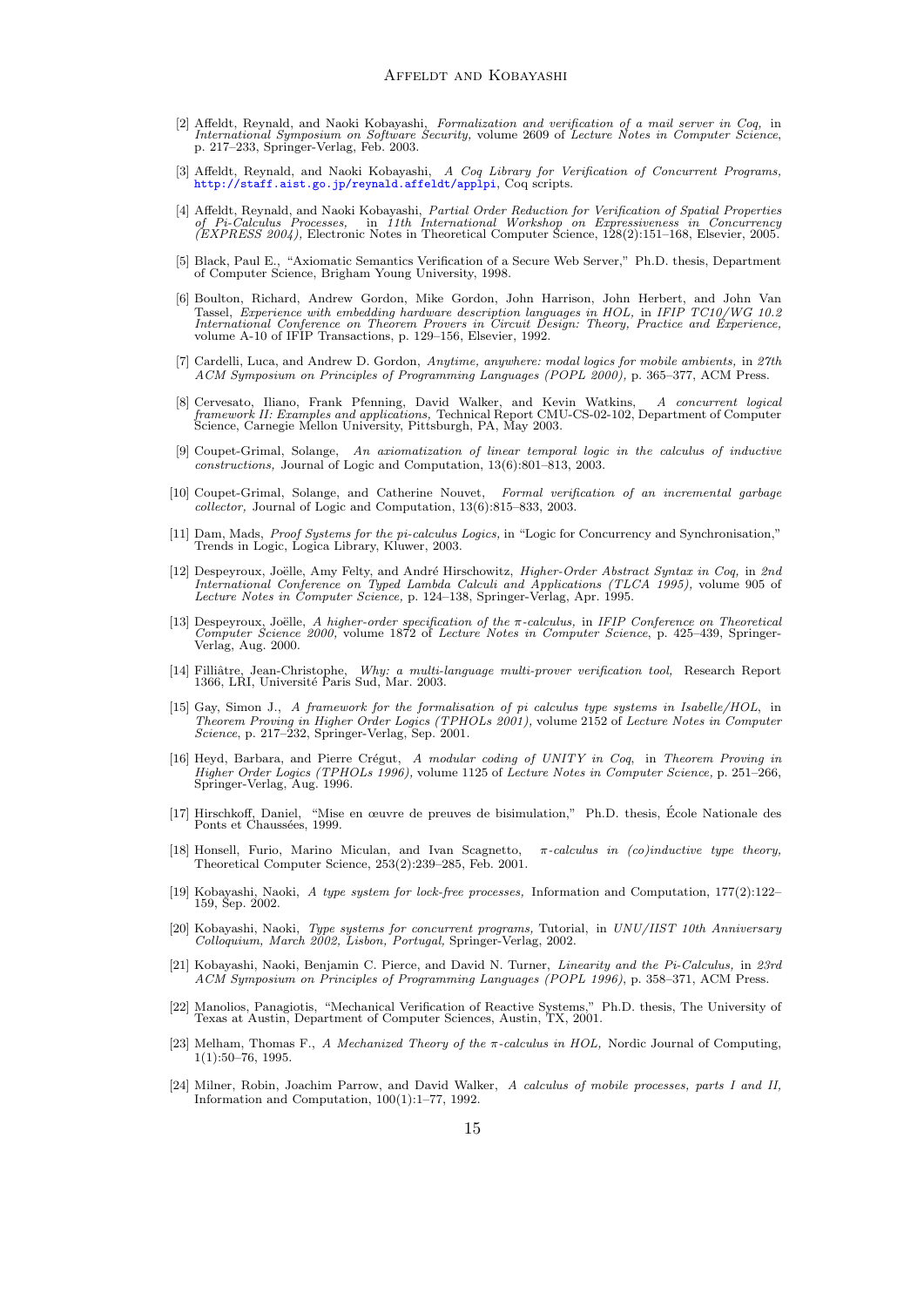[2] Affeldt, Reynald, and Naoki Kobayashi, *Formalization and verification of a mail server in Coq,* in *International Symposium on Software Security,* volume 2609 of *Lecture Notes in Computer Science*, p. 217–233, Springer-Verlag, Feb. 2003.

[3] Affeldt, Reynald, and Naoki Kobayashi, *A Coq Library for Verification of Concurrent Programs,* http://staff.aist.go.jp/reynald.affeldt/applpi, Coq scripts.

[4] Affeldt, Reynald, and Naoki Kobayashi, *Partial Order Reduction for Verification of Spatial Properties of Pi-Calculus Processes,* in *11th International Workshop on Expressiveness in Concurrency (EXPRESS 2004),* Electronic Notes in Theoretical Computer Science, 128(2):151–168, Elsevier, 2005.

[5] Black, Paul E., "Axiomatic Semantics Verification of a Secure Web Server," Ph.D. thesis, Department of Computer Science, Brigham Young University, 1998.

[6] Boulton, Richard, Andrew Gordon, Mike Gordon, John Harrison, John Herbert, and John Van Tassel, *Experience with embedding hardware description languages in HOL,* in *IFIP TC10/WG 10.2 International Conference on Theorem Provers in Circuit Design: Theory, Practice and Experience,* volume A-10 of IFIP Transactions, p. 129–156, Elsevier, 1992.

[7] Cardelli, Luca, and Andrew D. Gordon, *Anytime, anywhere: modal logics for mobile ambients,* in *27th ACM Symposium on Principles of Programming Languages (POPL 2000),* p. 365–377, ACM Press.

[8] Cervesato, Iliano, Frank Pfenning, David Walker, and Kevin Watkins, *A concurrent logical framework II: Examples and applications,* Technical Report CMU-CS-02-102, Department of Computer Science, Carnegie Mellon University, Pittsburgh, PA, May 2003.

[9] Coupet-Grimal, Solange, *An axiomatization of linear temporal logic in the calculus of inductive constructions,* Journal of Logic and Computation, 13(6):801–813, 2003.

[10] Coupet-Grimal, Solange, and Catherine Nouvet, *Formal verification of an incremental garbage collector,* Journal of Logic and Computation, 13(6):815–833, 2003.

[11] Dam, Mads, *Proof Systems for the pi-calculus Logics,* in "Logic for Concurrency and Synchronisation," Trends in Logic, Logica Library, Kluwer, 2003.

[12] Despeyroux, Joëlle, Amy Felty, and André Hirschowitz, *Higher-Order Abstract Syntax in Coq,* in *2nd International Conference on Typed Lambda Calculi and Applications (TLCA 1995),* volume 905 of *Lecture Notes in Computer Science,* p. 124–138, Springer-Verlag, Apr. 1995.

[13] Despeyroux, Joëlle, *A higher-order specification of the π-calculus,* in *IFIP Conference on Theoretical Computer Science 2000,* volume 1872 of *Lecture Notes in Computer Science*, p. 425–439, Springer-Verlag, Aug. 2000.

[14] Filliâtre, Jean-Christophe, *Why: a multi-language multi-prover verification tool,* Research Report 1366, LRI, Université Paris Sud, Mar. 2003.

[15] Gay, Simon J., *A framework for the formalisation of pi calculus type systems in Isabelle/HOL*, in *Theorem Proving in Higher Order Logics (TPHOLs 2001),* volume 2152 of *Lecture Notes in Computer Science*, p. 217–232, Springer-Verlag, Sep. 2001.

[16] Heyd, Barbara, and Pierre Crégut, *A modular coding of UNITY in Coq*, in *Theorem Proving in Higher Order Logics (TPHOLs 1996),* volume 1125 of *Lecture Notes in Computer Science,* p. 251–266, Springer-Verlag, Aug. 1996.

[17] Hirschkoff, Daniel, "Mise en œuvre de preuves de bisimulation," Ph.D. thesis, École Nationale des Ponts et Chaussées, 1999.

[18] Honsell, Furio, Marino Miculan, and Ivan Scagnetto, *π-calculus in (co)inductive type theory,* Theoretical Computer Science, 253(2):239–285, Feb. 2001.

[19] Kobayashi, Naoki, *A type system for lock-free processes,* Information and Computation, 177(2):122–159, Sep. 2002.

[20] Kobayashi, Naoki, *Type systems for concurrent programs,* Tutorial, in *UNU/IIST 10th Anniversary Colloquium, March 2002, Lisbon, Portugal,* Springer-Verlag, 2002.

[21] Kobayashi, Naoki, Benjamin C. Pierce, and David N. Turner, *Linearity and the Pi-Calculus,* in *23rd ACM Symposium on Principles of Programming Languages (POPL 1996)*, p. 358–371, ACM Press.

[22] Manolios, Panagiotis, "Mechanical Verification of Reactive Systems," Ph.D. thesis, The University of Texas at Austin, Department of Computer Sciences, Austin, TX, 2001.

[23] Melham, Thomas F., *A Mechanized Theory of the π-calculus in HOL,* Nordic Journal of Computing, 1(1):50–76, 1995.

[24] Milner, Robin, Joachim Parrow, and David Walker, *A calculus of mobile processes, parts I and II,* Information and Computation, 100(1):1–77, 1992.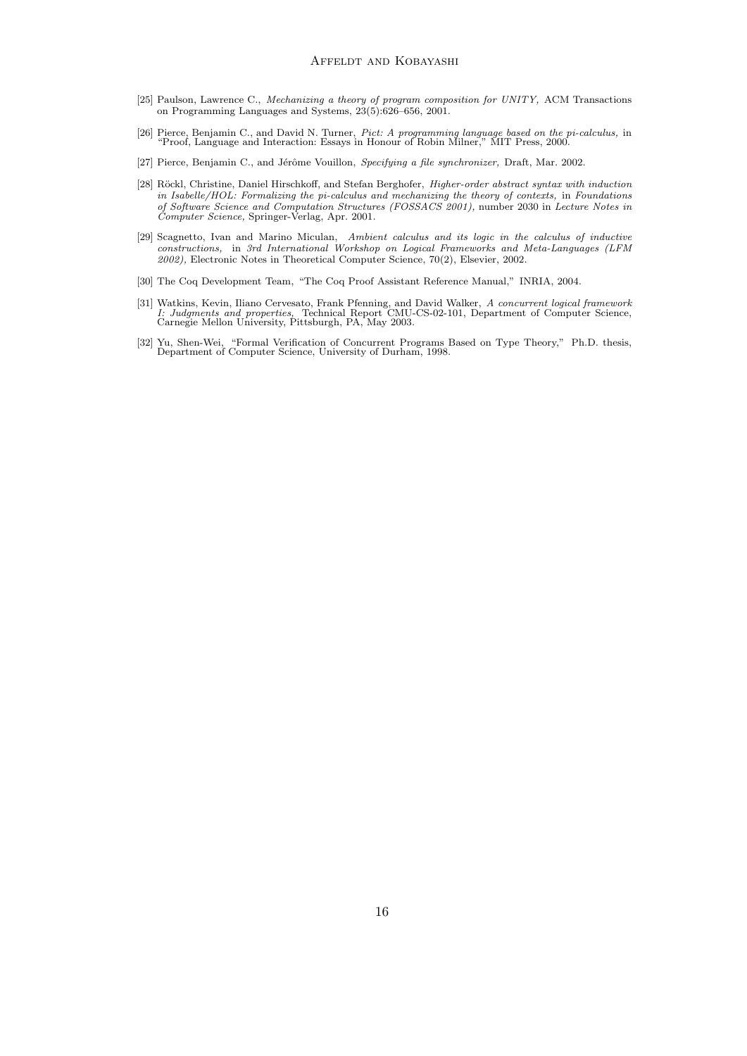[25] Paulson, Lawrence C., *Mechanizing a theory of program composition for UNITY,* ACM Transactions on Programming Languages and Systems, 23(5):626–656, 2001.

[26] Pierce, Benjamin C., and David N. Turner, *Pict: A programming language based on the pi-calculus,* in "Proof, Language and Interaction: Essays in Honour of Robin Milner," MIT Press, 2000.

[27] Pierce, Benjamin C., and Jérôme Vouillon, *Specifying a file synchronizer,* Draft, Mar. 2002.

[28] Röckl, Christine, Daniel Hirschkoff, and Stefan Berghofer, *Higher-order abstract syntax with induction in Isabelle/HOL: Formalizing the pi-calculus and mechanizing the theory of contexts,* in *Foundations of Software Science and Computation Structures (FOSSACS 2001),* number 2030 in *Lecture Notes in Computer Science,* Springer-Verlag, Apr. 2001.

[29] Scagnetto, Ivan and Marino Miculan, *Ambient calculus and its logic in the calculus of inductive constructions,* in *3rd International Workshop on Logical Frameworks and Meta-Languages (LFM 2002),* Electronic Notes in Theoretical Computer Science, 70(2), Elsevier, 2002.

[30] The Coq Development Team, "The Coq Proof Assistant Reference Manual," INRIA, 2004.

[31] Watkins, Kevin, Iliano Cervesato, Frank Pfenning, and David Walker, *A concurrent logical framework I: Judgments and properties,* Technical Report CMU-CS-02-101, Department of Computer Science, Carnegie Mellon University, Pittsburgh, PA, May 2003.

[32] Yu, Shen-Wei, "Formal Verification of Concurrent Programs Based on Type Theory," Ph.D. thesis, Department of Computer Science, University of Durham, 1998.